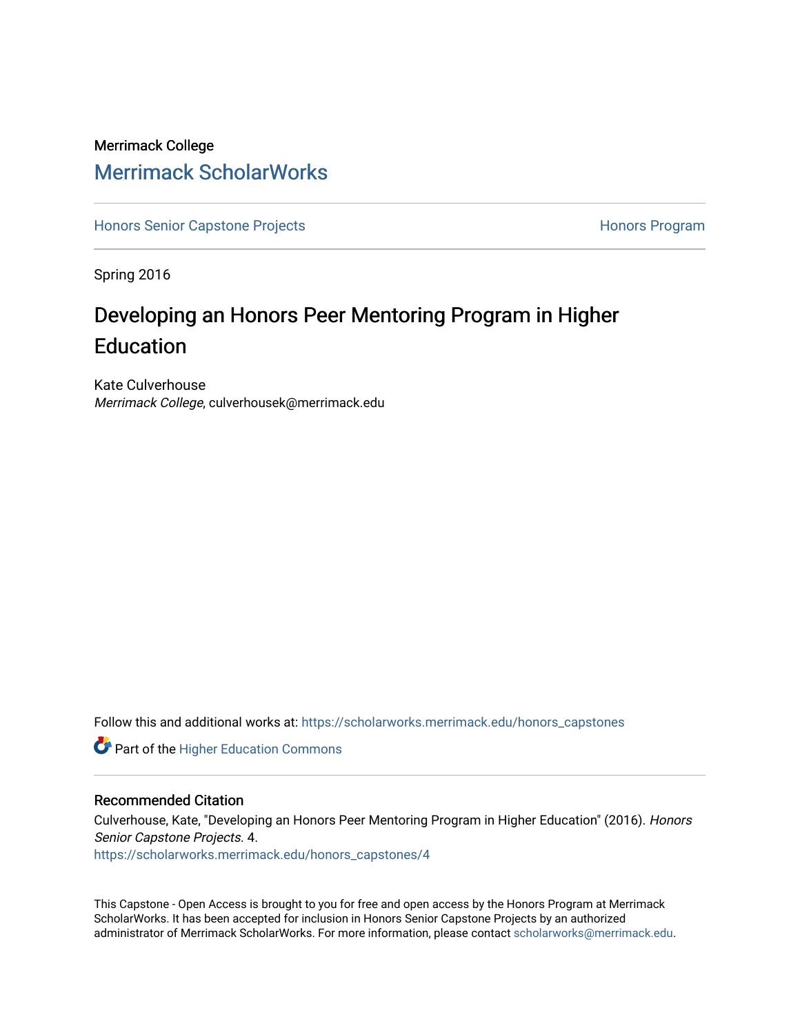Merrimack College

# Merrimack ScholarWorks

Honors Senior Capstone Projects | Honors Program

Spring 2016

## Developing an Honors Peer Mentoring Program in Higher Education

Kate Culverhouse
*Merrimack College*, culverhousek@merrimack.edu

Follow this and additional works at: https://scholarworks.merrimack.edu/honors_capstones

Part of the Higher Education Commons

### Recommended Citation

Culverhouse, Kate, "Developing an Honors Peer Mentoring Program in Higher Education" (2016). *Honors Senior Capstone Projects*. 4.
https://scholarworks.merrimack.edu/honors_capstones/4

This Capstone - Open Access is brought to you for free and open access by the Honors Program at Merrimack ScholarWorks. It has been accepted for inclusion in Honors Senior Capstone Projects by an authorized administrator of Merrimack ScholarWorks. For more information, please contact scholarworks@merrimack.edu.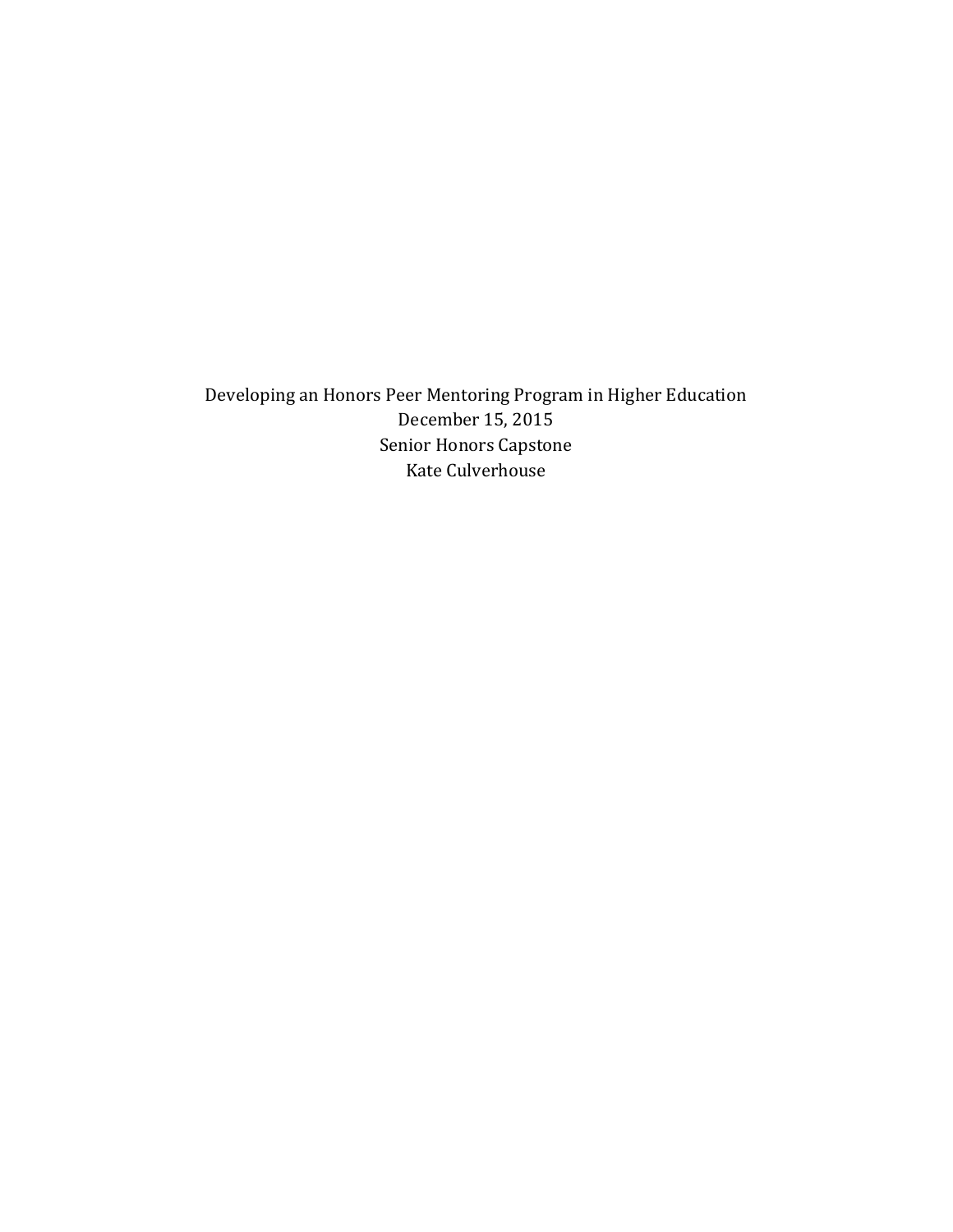Developing an Honors Peer Mentoring Program in Higher Education

December 15, 2015

Senior Honors Capstone

Kate Culverhouse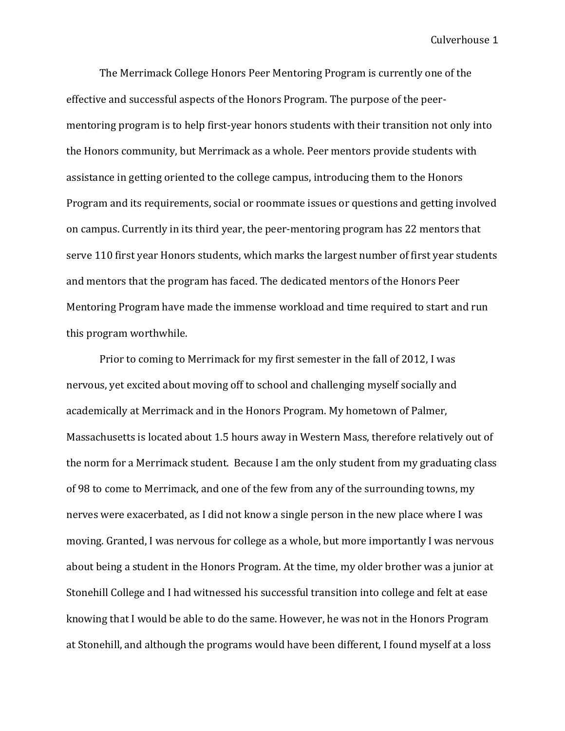The Merrimack College Honors Peer Mentoring Program is currently one of the effective and successful aspects of the Honors Program. The purpose of the peer-mentoring program is to help first-year honors students with their transition not only into the Honors community, but Merrimack as a whole. Peer mentors provide students with assistance in getting oriented to the college campus, introducing them to the Honors Program and its requirements, social or roommate issues or questions and getting involved on campus. Currently in its third year, the peer-mentoring program has 22 mentors that serve 110 first year Honors students, which marks the largest number of first year students and mentors that the program has faced. The dedicated mentors of the Honors Peer Mentoring Program have made the immense workload and time required to start and run this program worthwhile.

Prior to coming to Merrimack for my first semester in the fall of 2012, I was nervous, yet excited about moving off to school and challenging myself socially and academically at Merrimack and in the Honors Program. My hometown of Palmer, Massachusetts is located about 1.5 hours away in Western Mass, therefore relatively out of the norm for a Merrimack student. Because I am the only student from my graduating class of 98 to come to Merrimack, and one of the few from any of the surrounding towns, my nerves were exacerbated, as I did not know a single person in the new place where I was moving. Granted, I was nervous for college as a whole, but more importantly I was nervous about being a student in the Honors Program. At the time, my older brother was a junior at Stonehill College and I had witnessed his successful transition into college and felt at ease knowing that I would be able to do the same. However, he was not in the Honors Program at Stonehill, and although the programs would have been different, I found myself at a loss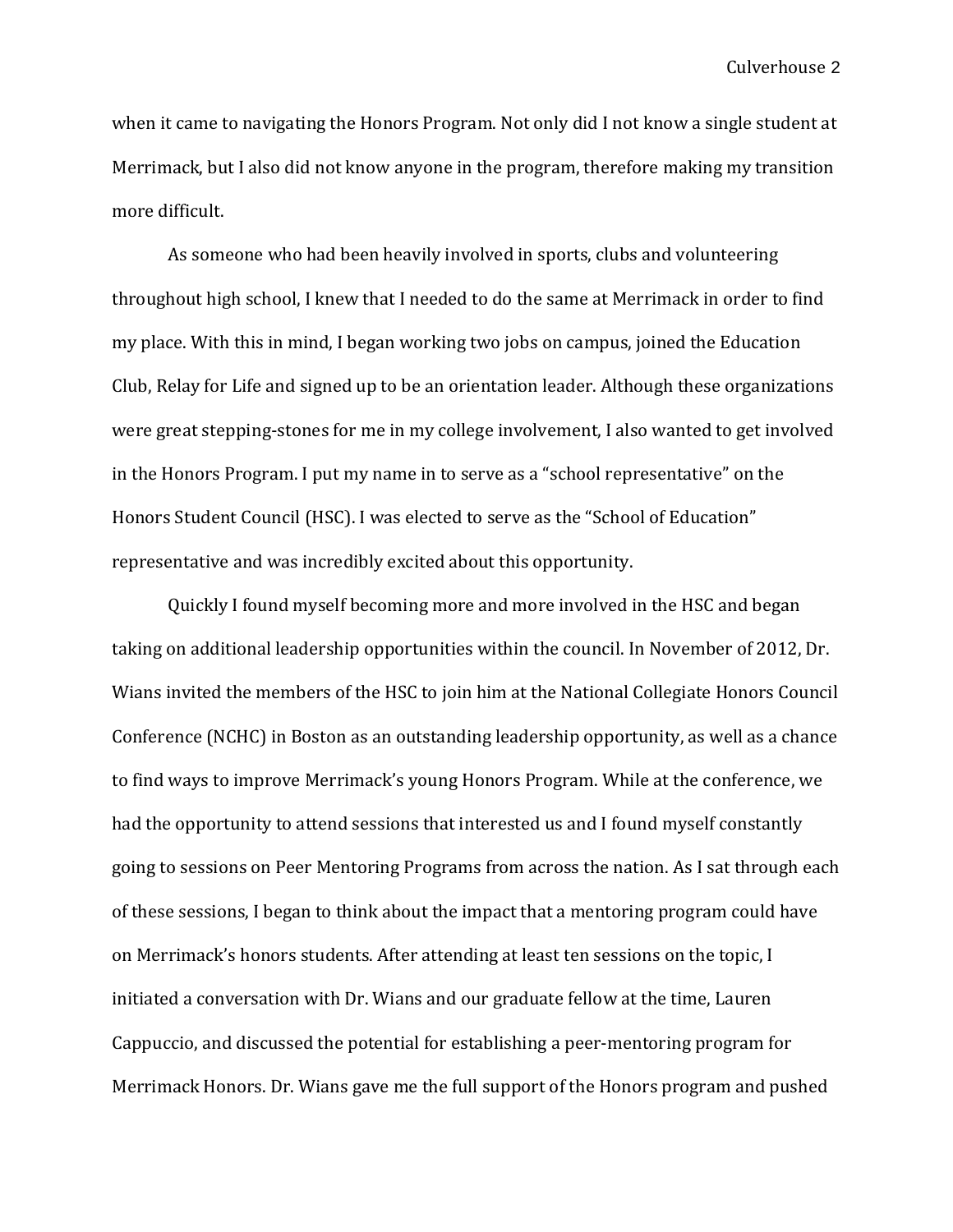when it came to navigating the Honors Program. Not only did I not know a single student at Merrimack, but I also did not know anyone in the program, therefore making my transition more difficult.

As someone who had been heavily involved in sports, clubs and volunteering throughout high school, I knew that I needed to do the same at Merrimack in order to find my place. With this in mind, I began working two jobs on campus, joined the Education Club, Relay for Life and signed up to be an orientation leader. Although these organizations were great stepping-stones for me in my college involvement, I also wanted to get involved in the Honors Program. I put my name in to serve as a "school representative" on the Honors Student Council (HSC). I was elected to serve as the "School of Education" representative and was incredibly excited about this opportunity.

Quickly I found myself becoming more and more involved in the HSC and began taking on additional leadership opportunities within the council. In November of 2012, Dr. Wians invited the members of the HSC to join him at the National Collegiate Honors Council Conference (NCHC) in Boston as an outstanding leadership opportunity, as well as a chance to find ways to improve Merrimack's young Honors Program. While at the conference, we had the opportunity to attend sessions that interested us and I found myself constantly going to sessions on Peer Mentoring Programs from across the nation. As I sat through each of these sessions, I began to think about the impact that a mentoring program could have on Merrimack's honors students. After attending at least ten sessions on the topic, I initiated a conversation with Dr. Wians and our graduate fellow at the time, Lauren Cappuccio, and discussed the potential for establishing a peer-mentoring program for Merrimack Honors. Dr. Wians gave me the full support of the Honors program and pushed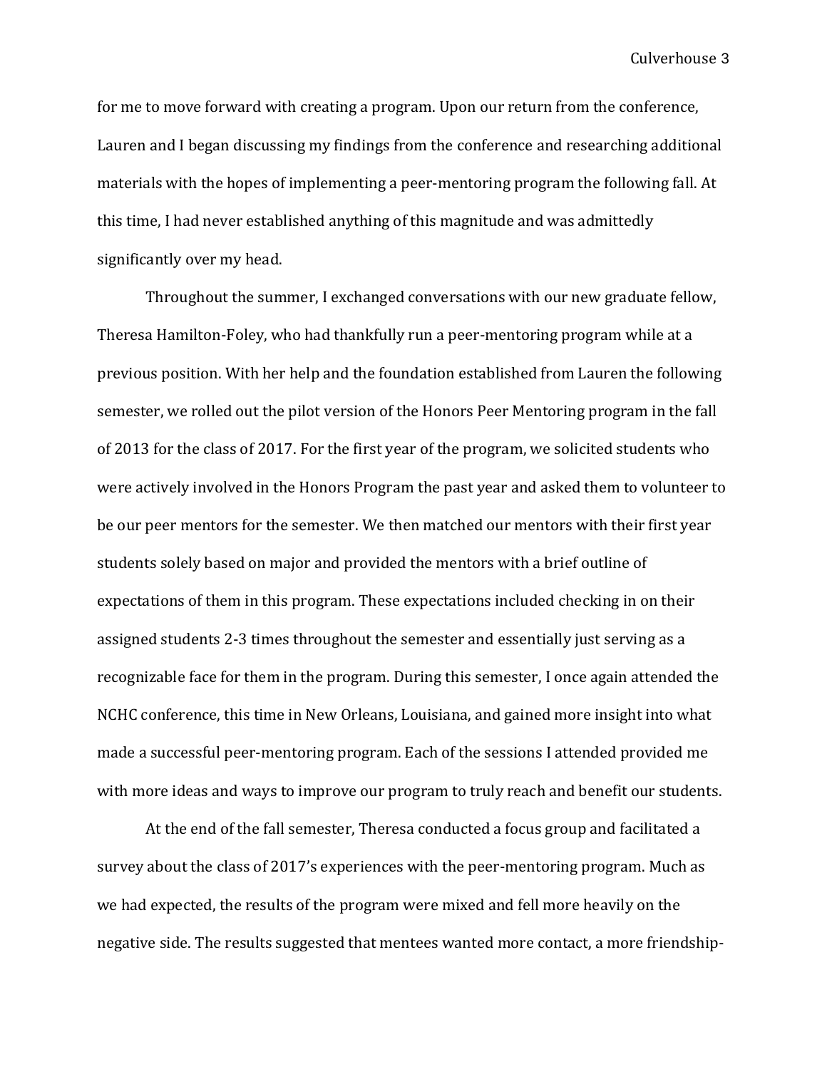for me to move forward with creating a program. Upon our return from the conference, Lauren and I began discussing my findings from the conference and researching additional materials with the hopes of implementing a peer-mentoring program the following fall. At this time, I had never established anything of this magnitude and was admittedly significantly over my head.

Throughout the summer, I exchanged conversations with our new graduate fellow, Theresa Hamilton-Foley, who had thankfully run a peer-mentoring program while at a previous position. With her help and the foundation established from Lauren the following semester, we rolled out the pilot version of the Honors Peer Mentoring program in the fall of 2013 for the class of 2017. For the first year of the program, we solicited students who were actively involved in the Honors Program the past year and asked them to volunteer to be our peer mentors for the semester. We then matched our mentors with their first year students solely based on major and provided the mentors with a brief outline of expectations of them in this program. These expectations included checking in on their assigned students 2-3 times throughout the semester and essentially just serving as a recognizable face for them in the program. During this semester, I once again attended the NCHC conference, this time in New Orleans, Louisiana, and gained more insight into what made a successful peer-mentoring program. Each of the sessions I attended provided me with more ideas and ways to improve our program to truly reach and benefit our students.

At the end of the fall semester, Theresa conducted a focus group and facilitated a survey about the class of 2017's experiences with the peer-mentoring program. Much as we had expected, the results of the program were mixed and fell more heavily on the negative side. The results suggested that mentees wanted more contact, a more friendship-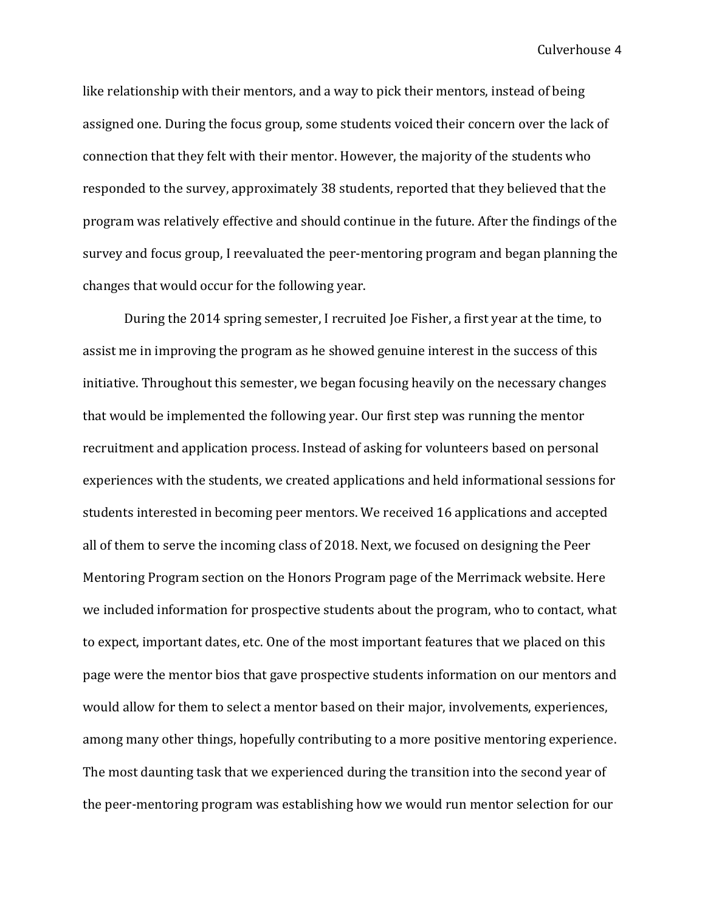like relationship with their mentors, and a way to pick their mentors, instead of being assigned one. During the focus group, some students voiced their concern over the lack of connection that they felt with their mentor. However, the majority of the students who responded to the survey, approximately 38 students, reported that they believed that the program was relatively effective and should continue in the future. After the findings of the survey and focus group, I reevaluated the peer-mentoring program and began planning the changes that would occur for the following year.

During the 2014 spring semester, I recruited Joe Fisher, a first year at the time, to assist me in improving the program as he showed genuine interest in the success of this initiative. Throughout this semester, we began focusing heavily on the necessary changes that would be implemented the following year. Our first step was running the mentor recruitment and application process. Instead of asking for volunteers based on personal experiences with the students, we created applications and held informational sessions for students interested in becoming peer mentors. We received 16 applications and accepted all of them to serve the incoming class of 2018. Next, we focused on designing the Peer Mentoring Program section on the Honors Program page of the Merrimack website. Here we included information for prospective students about the program, who to contact, what to expect, important dates, etc. One of the most important features that we placed on this page were the mentor bios that gave prospective students information on our mentors and would allow for them to select a mentor based on their major, involvements, experiences, among many other things, hopefully contributing to a more positive mentoring experience. The most daunting task that we experienced during the transition into the second year of the peer-mentoring program was establishing how we would run mentor selection for our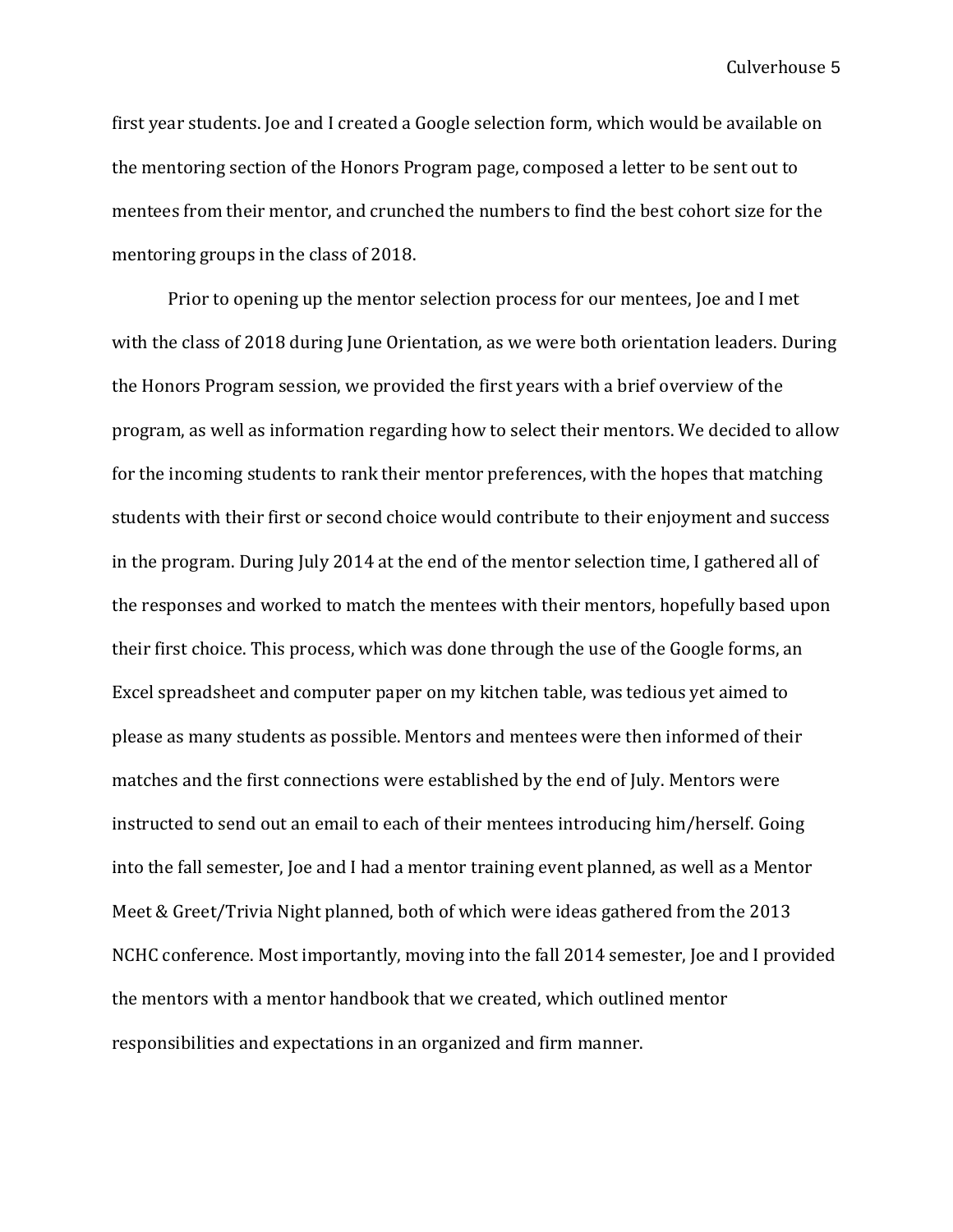first year students. Joe and I created a Google selection form, which would be available on the mentoring section of the Honors Program page, composed a letter to be sent out to mentees from their mentor, and crunched the numbers to find the best cohort size for the mentoring groups in the class of 2018.

Prior to opening up the mentor selection process for our mentees, Joe and I met with the class of 2018 during June Orientation, as we were both orientation leaders. During the Honors Program session, we provided the first years with a brief overview of the program, as well as information regarding how to select their mentors. We decided to allow for the incoming students to rank their mentor preferences, with the hopes that matching students with their first or second choice would contribute to their enjoyment and success in the program. During July 2014 at the end of the mentor selection time, I gathered all of the responses and worked to match the mentees with their mentors, hopefully based upon their first choice. This process, which was done through the use of the Google forms, an Excel spreadsheet and computer paper on my kitchen table, was tedious yet aimed to please as many students as possible. Mentors and mentees were then informed of their matches and the first connections were established by the end of July. Mentors were instructed to send out an email to each of their mentees introducing him/herself. Going into the fall semester, Joe and I had a mentor training event planned, as well as a Mentor Meet & Greet/Trivia Night planned, both of which were ideas gathered from the 2013 NCHC conference. Most importantly, moving into the fall 2014 semester, Joe and I provided the mentors with a mentor handbook that we created, which outlined mentor responsibilities and expectations in an organized and firm manner.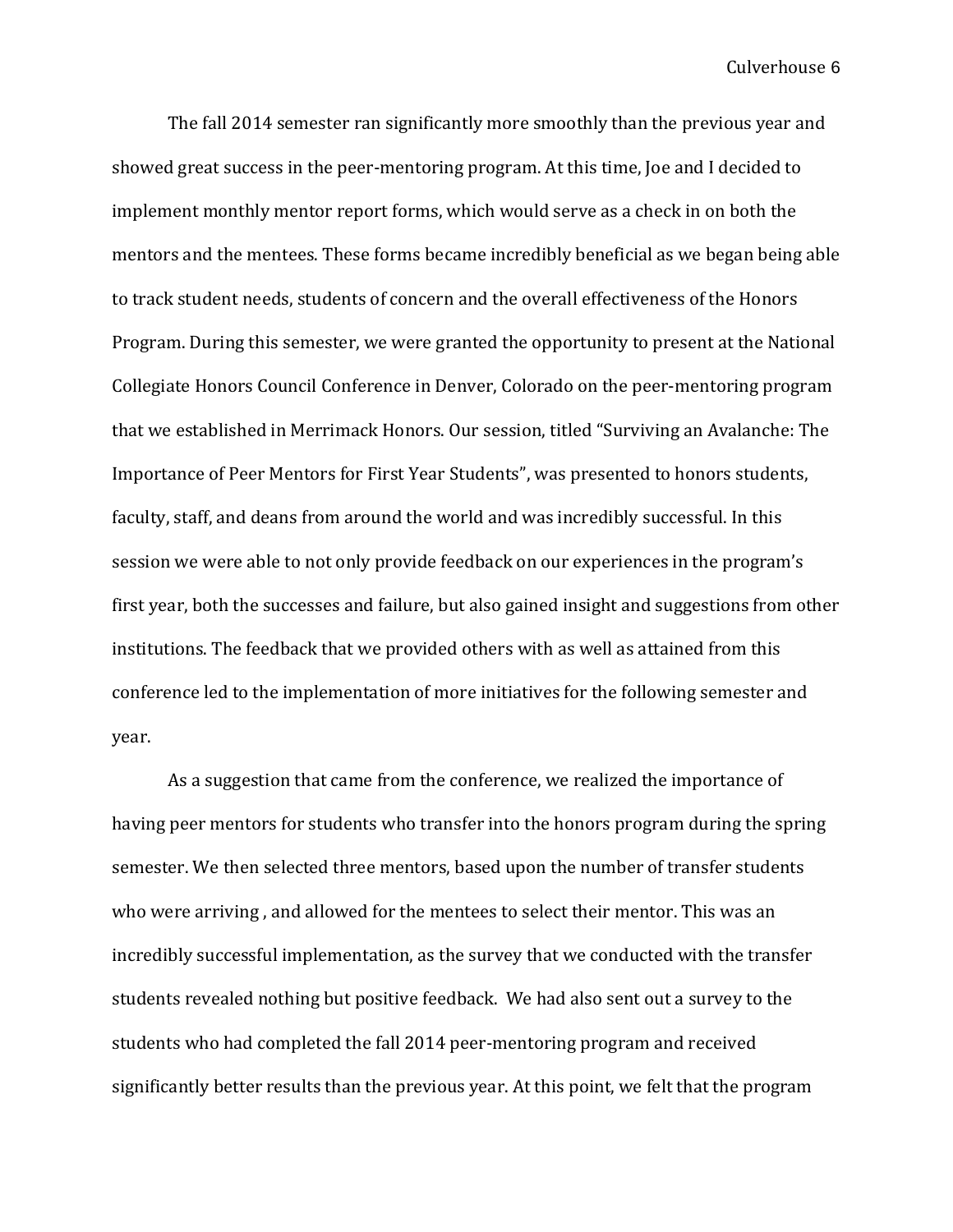The fall 2014 semester ran significantly more smoothly than the previous year and showed great success in the peer-mentoring program. At this time, Joe and I decided to implement monthly mentor report forms, which would serve as a check in on both the mentors and the mentees. These forms became incredibly beneficial as we began being able to track student needs, students of concern and the overall effectiveness of the Honors Program. During this semester, we were granted the opportunity to present at the National Collegiate Honors Council Conference in Denver, Colorado on the peer-mentoring program that we established in Merrimack Honors. Our session, titled "Surviving an Avalanche: The Importance of Peer Mentors for First Year Students", was presented to honors students, faculty, staff, and deans from around the world and was incredibly successful. In this session we were able to not only provide feedback on our experiences in the program's first year, both the successes and failure, but also gained insight and suggestions from other institutions. The feedback that we provided others with as well as attained from this conference led to the implementation of more initiatives for the following semester and year.

As a suggestion that came from the conference, we realized the importance of having peer mentors for students who transfer into the honors program during the spring semester. We then selected three mentors, based upon the number of transfer students who were arriving , and allowed for the mentees to select their mentor. This was an incredibly successful implementation, as the survey that we conducted with the transfer students revealed nothing but positive feedback. We had also sent out a survey to the students who had completed the fall 2014 peer-mentoring program and received significantly better results than the previous year. At this point, we felt that the program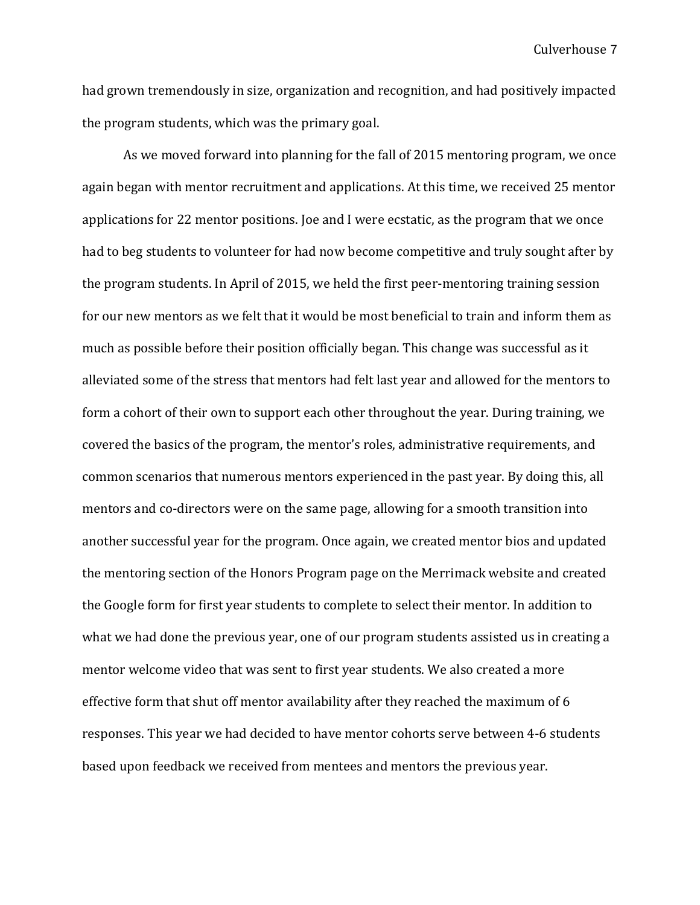had grown tremendously in size, organization and recognition, and had positively impacted the program students, which was the primary goal.

As we moved forward into planning for the fall of 2015 mentoring program, we once again began with mentor recruitment and applications. At this time, we received 25 mentor applications for 22 mentor positions. Joe and I were ecstatic, as the program that we once had to beg students to volunteer for had now become competitive and truly sought after by the program students. In April of 2015, we held the first peer-mentoring training session for our new mentors as we felt that it would be most beneficial to train and inform them as much as possible before their position officially began. This change was successful as it alleviated some of the stress that mentors had felt last year and allowed for the mentors to form a cohort of their own to support each other throughout the year. During training, we covered the basics of the program, the mentor's roles, administrative requirements, and common scenarios that numerous mentors experienced in the past year. By doing this, all mentors and co-directors were on the same page, allowing for a smooth transition into another successful year for the program. Once again, we created mentor bios and updated the mentoring section of the Honors Program page on the Merrimack website and created the Google form for first year students to complete to select their mentor. In addition to what we had done the previous year, one of our program students assisted us in creating a mentor welcome video that was sent to first year students. We also created a more effective form that shut off mentor availability after they reached the maximum of 6 responses. This year we had decided to have mentor cohorts serve between 4-6 students based upon feedback we received from mentees and mentors the previous year.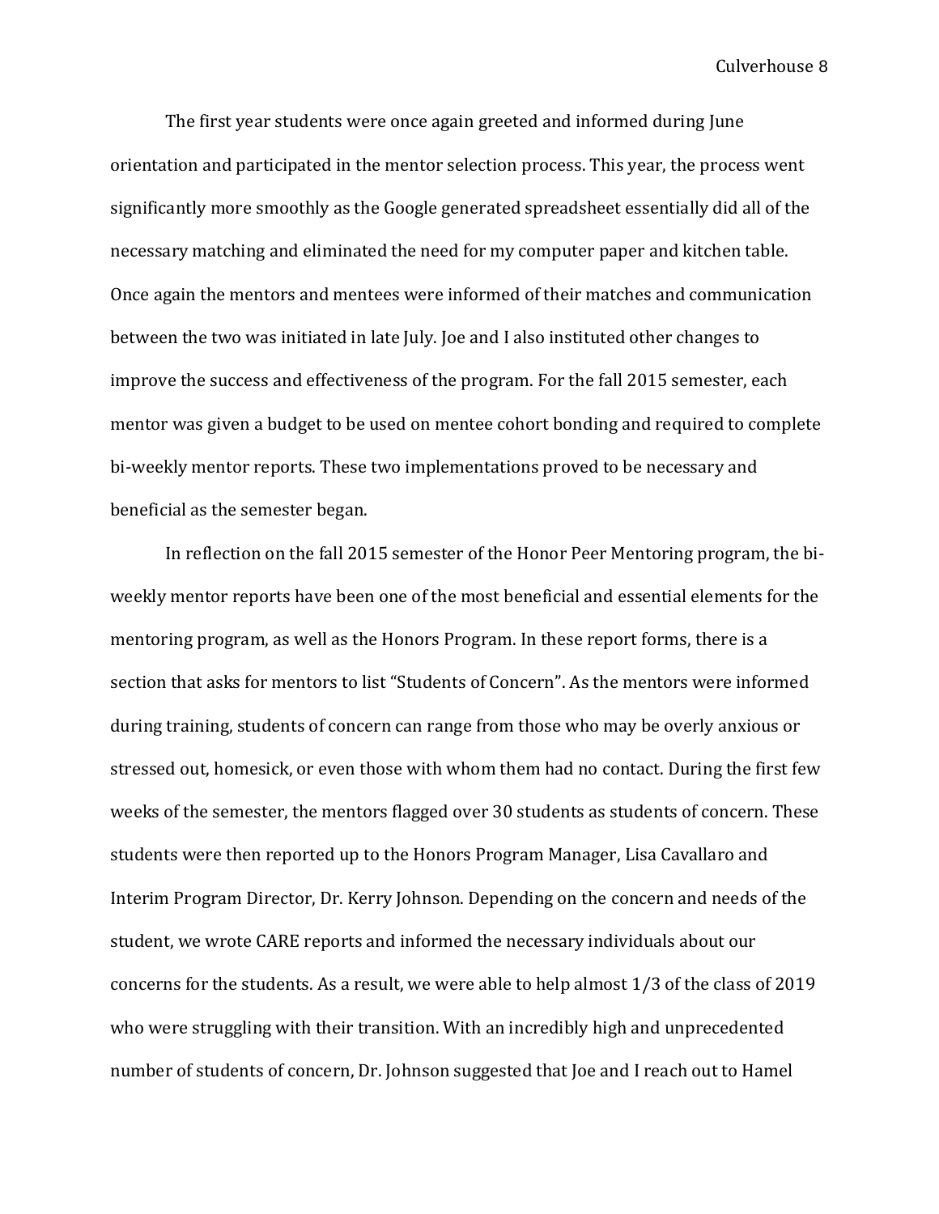The first year students were once again greeted and informed during June orientation and participated in the mentor selection process. This year, the process went significantly more smoothly as the Google generated spreadsheet essentially did all of the necessary matching and eliminated the need for my computer paper and kitchen table. Once again the mentors and mentees were informed of their matches and communication between the two was initiated in late July. Joe and I also instituted other changes to improve the success and effectiveness of the program. For the fall 2015 semester, each mentor was given a budget to be used on mentee cohort bonding and required to complete bi-weekly mentor reports. These two implementations proved to be necessary and beneficial as the semester began.

In reflection on the fall 2015 semester of the Honor Peer Mentoring program, the bi-weekly mentor reports have been one of the most beneficial and essential elements for the mentoring program, as well as the Honors Program. In these report forms, there is a section that asks for mentors to list "Students of Concern". As the mentors were informed during training, students of concern can range from those who may be overly anxious or stressed out, homesick, or even those with whom them had no contact. During the first few weeks of the semester, the mentors flagged over 30 students as students of concern. These students were then reported up to the Honors Program Manager, Lisa Cavallaro and Interim Program Director, Dr. Kerry Johnson. Depending on the concern and needs of the student, we wrote CARE reports and informed the necessary individuals about our concerns for the students. As a result, we were able to help almost 1/3 of the class of 2019 who were struggling with their transition. With an incredibly high and unprecedented number of students of concern, Dr. Johnson suggested that Joe and I reach out to Hamel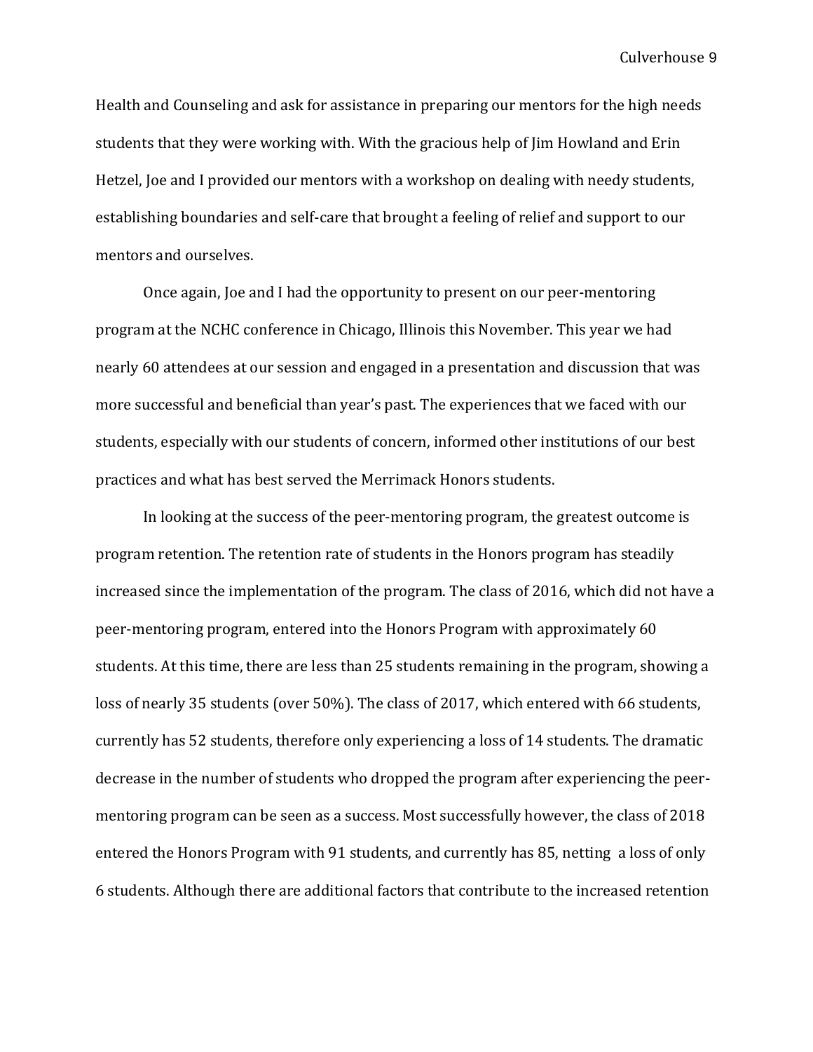Health and Counseling and ask for assistance in preparing our mentors for the high needs students that they were working with. With the gracious help of Jim Howland and Erin Hetzel, Joe and I provided our mentors with a workshop on dealing with needy students, establishing boundaries and self-care that brought a feeling of relief and support to our mentors and ourselves.

Once again, Joe and I had the opportunity to present on our peer-mentoring program at the NCHC conference in Chicago, Illinois this November. This year we had nearly 60 attendees at our session and engaged in a presentation and discussion that was more successful and beneficial than year's past. The experiences that we faced with our students, especially with our students of concern, informed other institutions of our best practices and what has best served the Merrimack Honors students.

In looking at the success of the peer-mentoring program, the greatest outcome is program retention. The retention rate of students in the Honors program has steadily increased since the implementation of the program. The class of 2016, which did not have a peer-mentoring program, entered into the Honors Program with approximately 60 students. At this time, there are less than 25 students remaining in the program, showing a loss of nearly 35 students (over 50%). The class of 2017, which entered with 66 students, currently has 52 students, therefore only experiencing a loss of 14 students. The dramatic decrease in the number of students who dropped the program after experiencing the peer-mentoring program can be seen as a success. Most successfully however, the class of 2018 entered the Honors Program with 91 students, and currently has 85, netting a loss of only 6 students. Although there are additional factors that contribute to the increased retention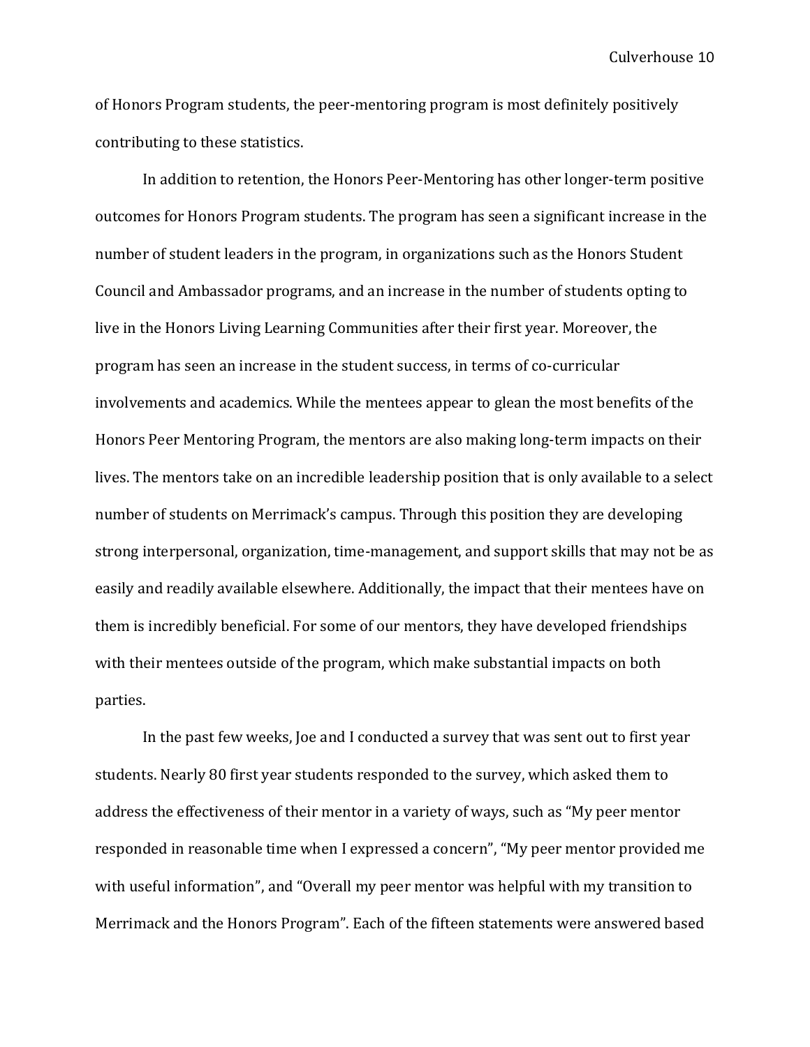of Honors Program students, the peer-mentoring program is most definitely positively contributing to these statistics.

In addition to retention, the Honors Peer-Mentoring has other longer-term positive outcomes for Honors Program students. The program has seen a significant increase in the number of student leaders in the program, in organizations such as the Honors Student Council and Ambassador programs, and an increase in the number of students opting to live in the Honors Living Learning Communities after their first year. Moreover, the program has seen an increase in the student success, in terms of co-curricular involvements and academics. While the mentees appear to glean the most benefits of the Honors Peer Mentoring Program, the mentors are also making long-term impacts on their lives. The mentors take on an incredible leadership position that is only available to a select number of students on Merrimack's campus. Through this position they are developing strong interpersonal, organization, time-management, and support skills that may not be as easily and readily available elsewhere. Additionally, the impact that their mentees have on them is incredibly beneficial. For some of our mentors, they have developed friendships with their mentees outside of the program, which make substantial impacts on both parties.

In the past few weeks, Joe and I conducted a survey that was sent out to first year students. Nearly 80 first year students responded to the survey, which asked them to address the effectiveness of their mentor in a variety of ways, such as "My peer mentor responded in reasonable time when I expressed a concern", "My peer mentor provided me with useful information", and "Overall my peer mentor was helpful with my transition to Merrimack and the Honors Program". Each of the fifteen statements were answered based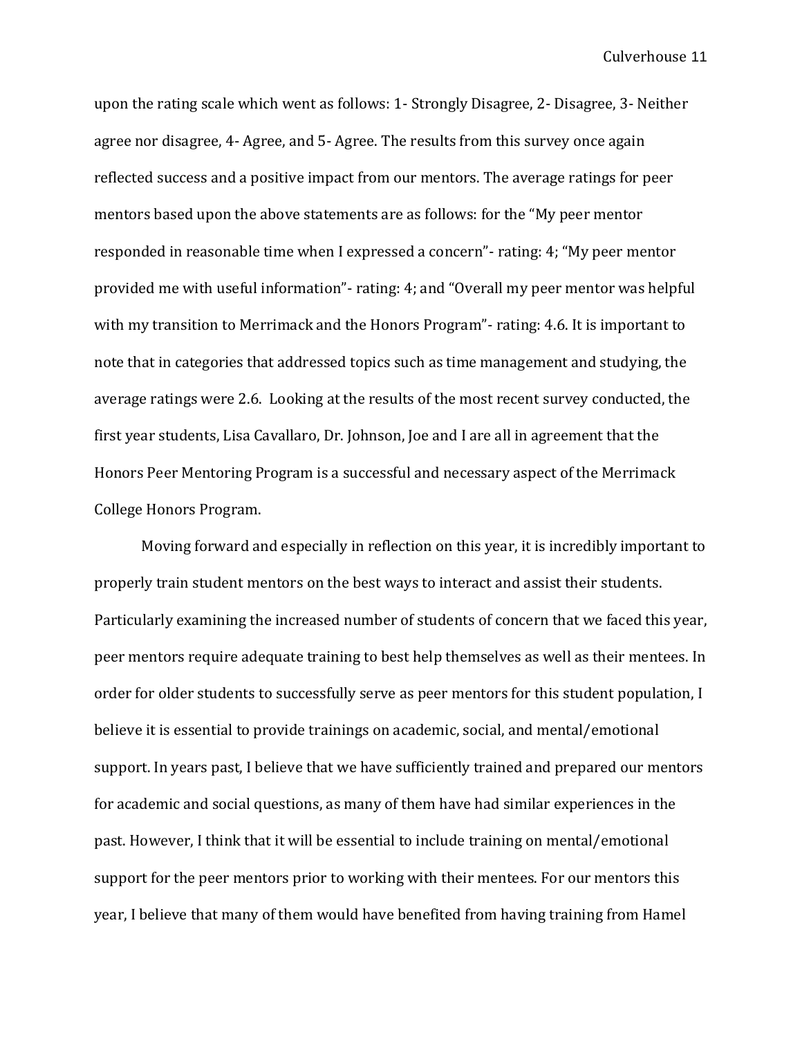upon the rating scale which went as follows: 1- Strongly Disagree, 2- Disagree, 3- Neither agree nor disagree, 4- Agree, and 5- Agree. The results from this survey once again reflected success and a positive impact from our mentors. The average ratings for peer mentors based upon the above statements are as follows: for the "My peer mentor responded in reasonable time when I expressed a concern"- rating: 4; "My peer mentor provided me with useful information"- rating: 4; and "Overall my peer mentor was helpful with my transition to Merrimack and the Honors Program"- rating: 4.6. It is important to note that in categories that addressed topics such as time management and studying, the average ratings were 2.6. Looking at the results of the most recent survey conducted, the first year students, Lisa Cavallaro, Dr. Johnson, Joe and I are all in agreement that the Honors Peer Mentoring Program is a successful and necessary aspect of the Merrimack College Honors Program.

Moving forward and especially in reflection on this year, it is incredibly important to properly train student mentors on the best ways to interact and assist their students. Particularly examining the increased number of students of concern that we faced this year, peer mentors require adequate training to best help themselves as well as their mentees. In order for older students to successfully serve as peer mentors for this student population, I believe it is essential to provide trainings on academic, social, and mental/emotional support. In years past, I believe that we have sufficiently trained and prepared our mentors for academic and social questions, as many of them have had similar experiences in the past. However, I think that it will be essential to include training on mental/emotional support for the peer mentors prior to working with their mentees. For our mentors this year, I believe that many of them would have benefited from having training from Hamel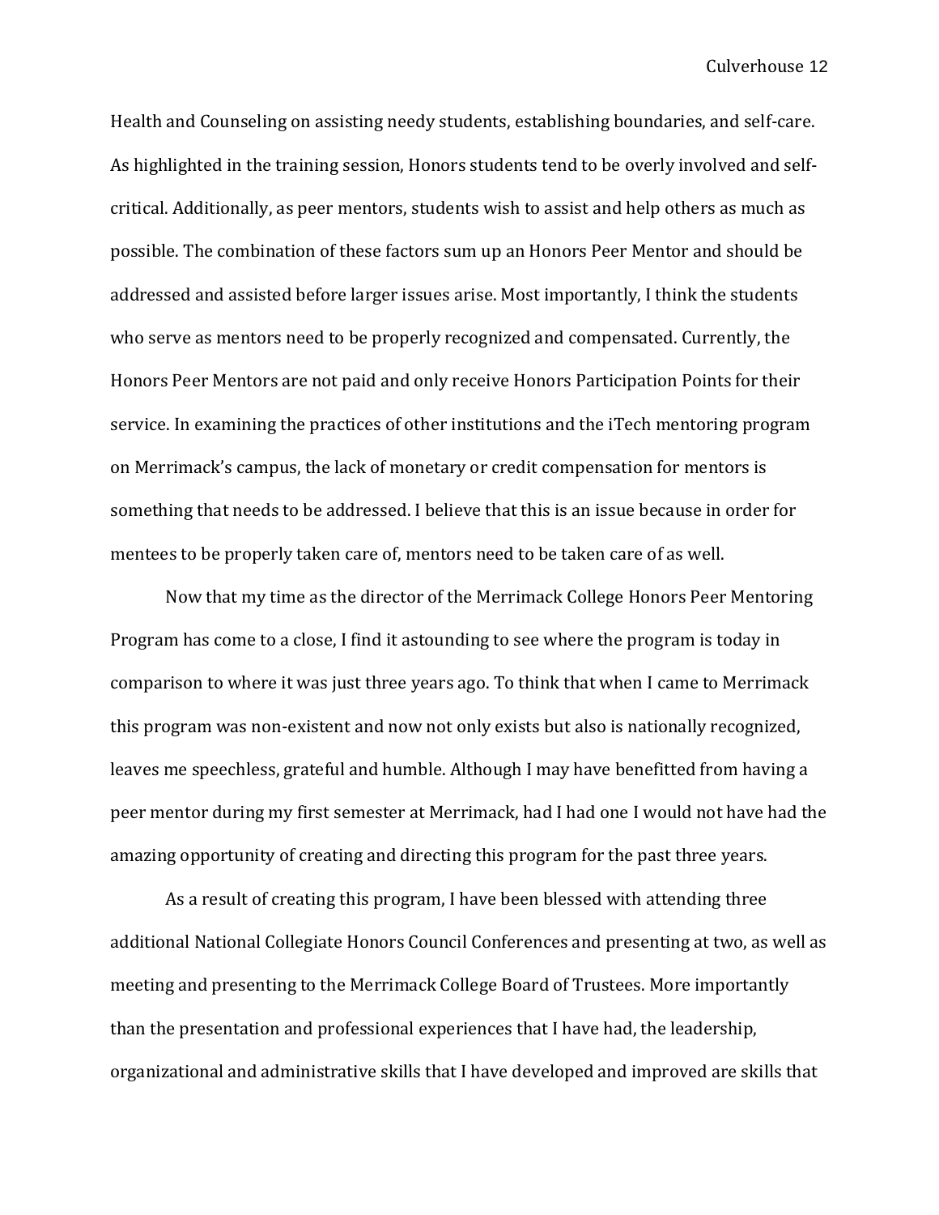Health and Counseling on assisting needy students, establishing boundaries, and self-care. As highlighted in the training session, Honors students tend to be overly involved and self-critical. Additionally, as peer mentors, students wish to assist and help others as much as possible. The combination of these factors sum up an Honors Peer Mentor and should be addressed and assisted before larger issues arise. Most importantly, I think the students who serve as mentors need to be properly recognized and compensated. Currently, the Honors Peer Mentors are not paid and only receive Honors Participation Points for their service. In examining the practices of other institutions and the iTech mentoring program on Merrimack's campus, the lack of monetary or credit compensation for mentors is something that needs to be addressed. I believe that this is an issue because in order for mentees to be properly taken care of, mentors need to be taken care of as well.

Now that my time as the director of the Merrimack College Honors Peer Mentoring Program has come to a close, I find it astounding to see where the program is today in comparison to where it was just three years ago. To think that when I came to Merrimack this program was non-existent and now not only exists but also is nationally recognized, leaves me speechless, grateful and humble. Although I may have benefitted from having a peer mentor during my first semester at Merrimack, had I had one I would not have had the amazing opportunity of creating and directing this program for the past three years.

As a result of creating this program, I have been blessed with attending three additional National Collegiate Honors Council Conferences and presenting at two, as well as meeting and presenting to the Merrimack College Board of Trustees. More importantly than the presentation and professional experiences that I have had, the leadership, organizational and administrative skills that I have developed and improved are skills that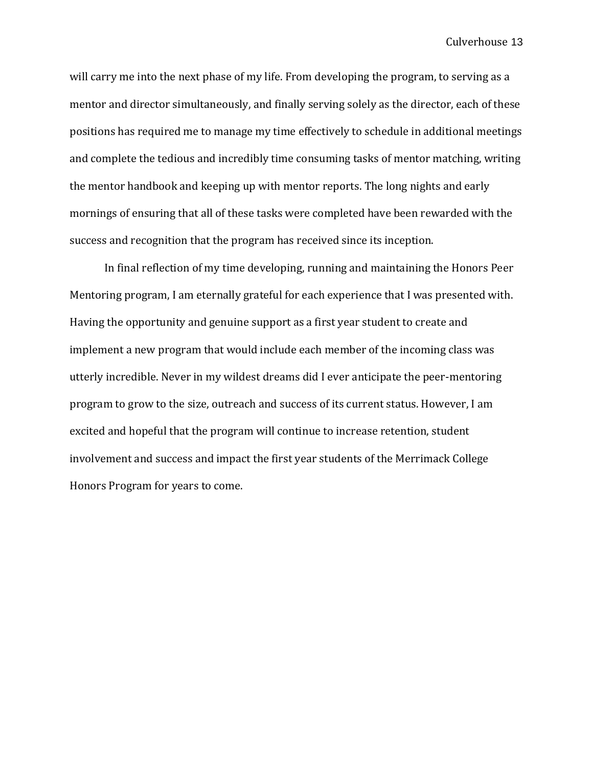will carry me into the next phase of my life. From developing the program, to serving as a mentor and director simultaneously, and finally serving solely as the director, each of these positions has required me to manage my time effectively to schedule in additional meetings and complete the tedious and incredibly time consuming tasks of mentor matching, writing the mentor handbook and keeping up with mentor reports. The long nights and early mornings of ensuring that all of these tasks were completed have been rewarded with the success and recognition that the program has received since its inception.

In final reflection of my time developing, running and maintaining the Honors Peer Mentoring program, I am eternally grateful for each experience that I was presented with. Having the opportunity and genuine support as a first year student to create and implement a new program that would include each member of the incoming class was utterly incredible. Never in my wildest dreams did I ever anticipate the peer-mentoring program to grow to the size, outreach and success of its current status. However, I am excited and hopeful that the program will continue to increase retention, student involvement and success and impact the first year students of the Merrimack College Honors Program for years to come.